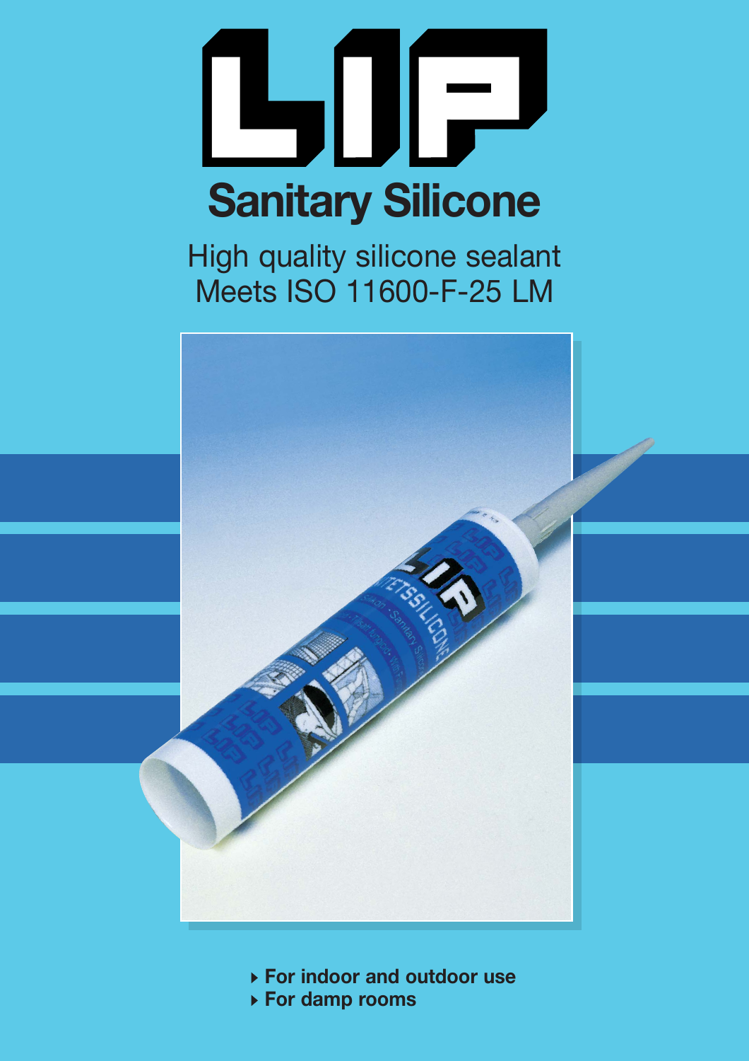# LIP

## Sanitary Silicone

High quality silicone sealant
Meets ISO 11600-F-25 LM

- For indoor and outdoor use
- For damp rooms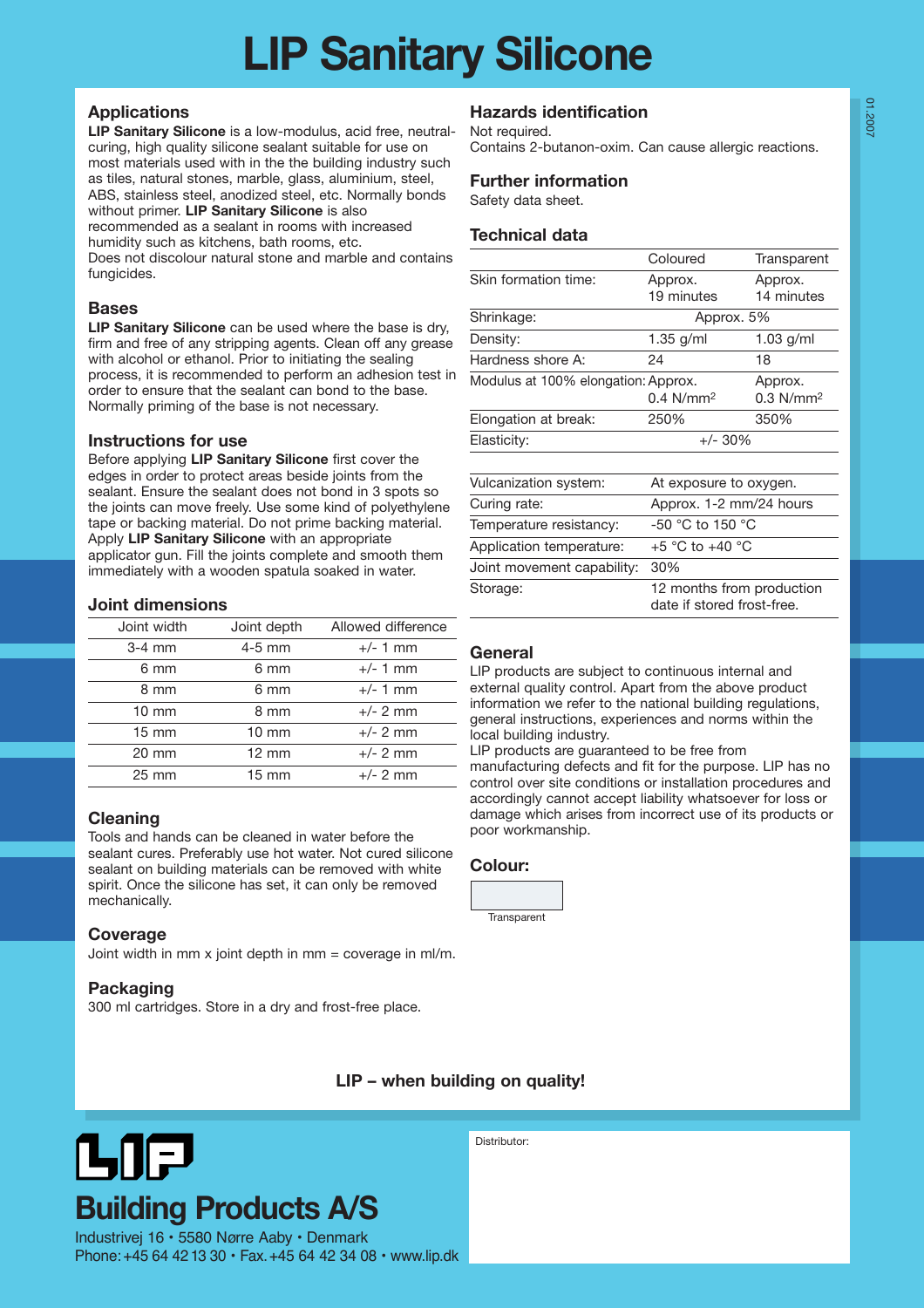# LIP Sanitary Silicone

## Applications

**LIP Sanitary Silicone** is a low-modulus, acid free, neutral-curing, high quality silicone sealant suitable for use on most materials used with in the the building industry such as tiles, natural stones, marble, glass, aluminium, steel, ABS, stainless steel, anodized steel, etc. Normally bonds without primer. **LIP Sanitary Silicone** is also recommended as a sealant in rooms with increased humidity such as kitchens, bath rooms, etc.
Does not discolour natural stone and marble and contains fungicides.

## Bases

**LIP Sanitary Silicone** can be used where the base is dry, firm and free of any stripping agents. Clean off any grease with alcohol or ethanol. Prior to initiating the sealing process, it is recommended to perform an adhesion test in order to ensure that the sealant can bond to the base. Normally priming of the base is not necessary.

## Instructions for use

Before applying **LIP Sanitary Silicone** first cover the edges in order to protect areas beside joints from the sealant. Ensure the sealant does not bond in 3 spots so the joints can move freely. Use some kind of polyethylene tape or backing material. Do not prime backing material. Apply **LIP Sanitary Silicone** with an appropriate applicator gun. Fill the joints complete and smooth them immediately with a wooden spatula soaked in water.

## Joint dimensions

| Joint width | Joint depth | Allowed difference |
|---|---|---|
| 3-4 mm | 4-5 mm | +/- 1 mm |
| 6 mm | 6 mm | +/- 1 mm |
| 8 mm | 6 mm | +/- 1 mm |
| 10 mm | 8 mm | +/- 2 mm |
| 15 mm | 10 mm | +/- 2 mm |
| 20 mm | 12 mm | +/- 2 mm |
| 25 mm | 15 mm | +/- 2 mm |

## Cleaning

Tools and hands can be cleaned in water before the sealant cures. Preferably use hot water. Not cured silicone sealant on building materials can be removed with white spirit. Once the silicone has set, it can only be removed mechanically.

## Coverage

Joint width in mm x joint depth in mm = coverage in ml/m.

## Packaging

300 ml cartridges. Store in a dry and frost-free place.

## Hazards identification

Not required.
Contains 2-butanon-oxim. Can cause allergic reactions.

## Further information

Safety data sheet.

## Technical data

| | Coloured | Transparent |
|---|---|---|
| Skin formation time: | Approx. 19 minutes | Approx. 14 minutes |
| Shrinkage: | Approx. 5% | |
| Density: | 1.35 g/ml | 1.03 g/ml |
| Hardness shore A: | 24 | 18 |
| Modulus at 100% elongation: | Approx. 0.4 N/mm² | Approx. 0.3 N/mm² |
| Elongation at break: | 250% | 350% |
| Elasticity: | +/- 30% | |

| | |
|---|---|
| Vulcanization system: | At exposure to oxygen. |
| Curing rate: | Approx. 1-2 mm/24 hours |
| Temperature resistancy: | -50 °C to 150 °C |
| Application temperature: | +5 °C to +40 °C |
| Joint movement capability: | 30% |
| Storage: | 12 months from production date if stored frost-free. |

## General

LIP products are subject to continuous internal and external quality control. Apart from the above product information we refer to the national building regulations, general instructions, experiences and norms within the local building industry.
LIP products are guaranteed to be free from manufacturing defects and fit for the purpose. LIP has no control over site conditions or installation procedures and accordingly cannot accept liability whatsoever for loss or damage which arises from incorrect use of its products or poor workmanship.

## Colour:

Transparent

**LIP – when building on quality!**

LIP
**Building Products A/S**
Industrivej 16 • 5580 Nørre Aaby • Denmark
Phone: +45 64 42 13 30 • Fax. +45 64 42 34 08 • www.lip.dk

Distributor:

01.2007